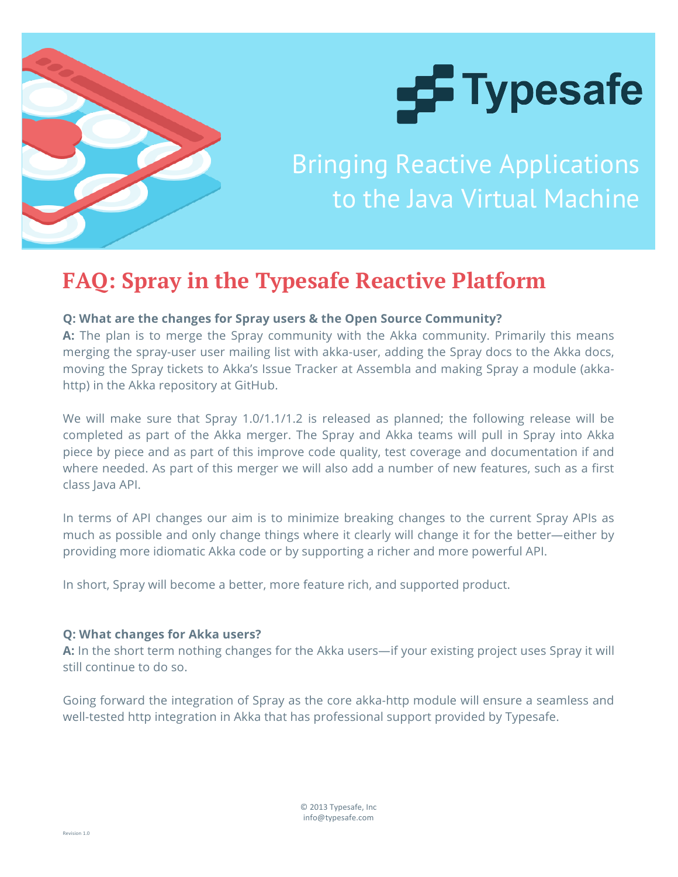Typesafe

Bringing Reactive Applications to the Java Virtual Machine

# FAQ: Spray in the Typesafe Reactive Platform

**Q: What are the changes for Spray users & the Open Source Community?**

**A:** The plan is to merge the Spray community with the Akka community. Primarily this means merging the spray-user user mailing list with akka-user, adding the Spray docs to the Akka docs, moving the Spray tickets to Akka's Issue Tracker at Assembla and making Spray a module (akka-http) in the Akka repository at GitHub.

We will make sure that Spray 1.0/1.1/1.2 is released as planned; the following release will be completed as part of the Akka merger. The Spray and Akka teams will pull in Spray into Akka piece by piece and as part of this improve code quality, test coverage and documentation if and where needed. As part of this merger we will also add a number of new features, such as a first class Java API.

In terms of API changes our aim is to minimize breaking changes to the current Spray APIs as much as possible and only change things where it clearly will change it for the better—either by providing more idiomatic Akka code or by supporting a richer and more powerful API.

In short, Spray will become a better, more feature rich, and supported product.

**Q: What changes for Akka users?**

**A:** In the short term nothing changes for the Akka users—if your existing project uses Spray it will still continue to do so.

Going forward the integration of Spray as the core akka-http module will ensure a seamless and well-tested http integration in Akka that has professional support provided by Typesafe.

© 2013 Typesafe, Inc
info@typesafe.com

Revision 1.0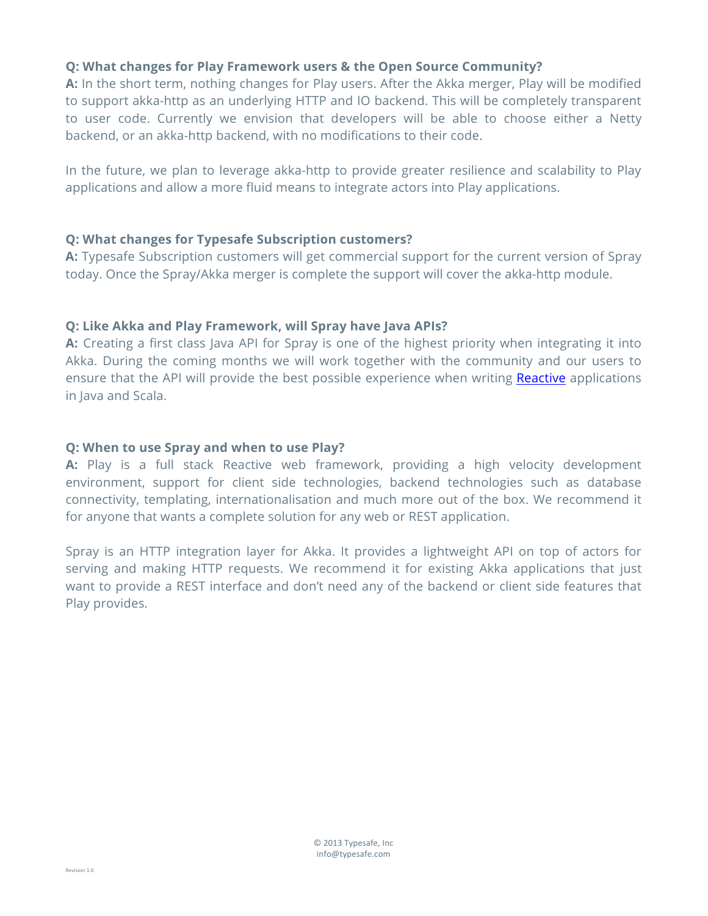**Q: What changes for Play Framework users & the Open Source Community?**
**A:** In the short term, nothing changes for Play users. After the Akka merger, Play will be modified to support akka-http as an underlying HTTP and IO backend. This will be completely transparent to user code. Currently we envision that developers will be able to choose either a Netty backend, or an akka-http backend, with no modifications to their code.

In the future, we plan to leverage akka-http to provide greater resilience and scalability to Play applications and allow a more fluid means to integrate actors into Play applications.

**Q: What changes for Typesafe Subscription customers?**
**A:** Typesafe Subscription customers will get commercial support for the current version of Spray today. Once the Spray/Akka merger is complete the support will cover the akka-http module.

**Q: Like Akka and Play Framework, will Spray have Java APIs?**
**A:** Creating a first class Java API for Spray is one of the highest priority when integrating it into Akka. During the coming months we will work together with the community and our users to ensure that the API will provide the best possible experience when writing Reactive applications in Java and Scala.

**Q: When to use Spray and when to use Play?**
**A:** Play is a full stack Reactive web framework, providing a high velocity development environment, support for client side technologies, backend technologies such as database connectivity, templating, internationalisation and much more out of the box. We recommend it for anyone that wants a complete solution for any web or REST application.

Spray is an HTTP integration layer for Akka. It provides a lightweight API on top of actors for serving and making HTTP requests. We recommend it for existing Akka applications that just want to provide a REST interface and don't need any of the backend or client side features that Play provides.